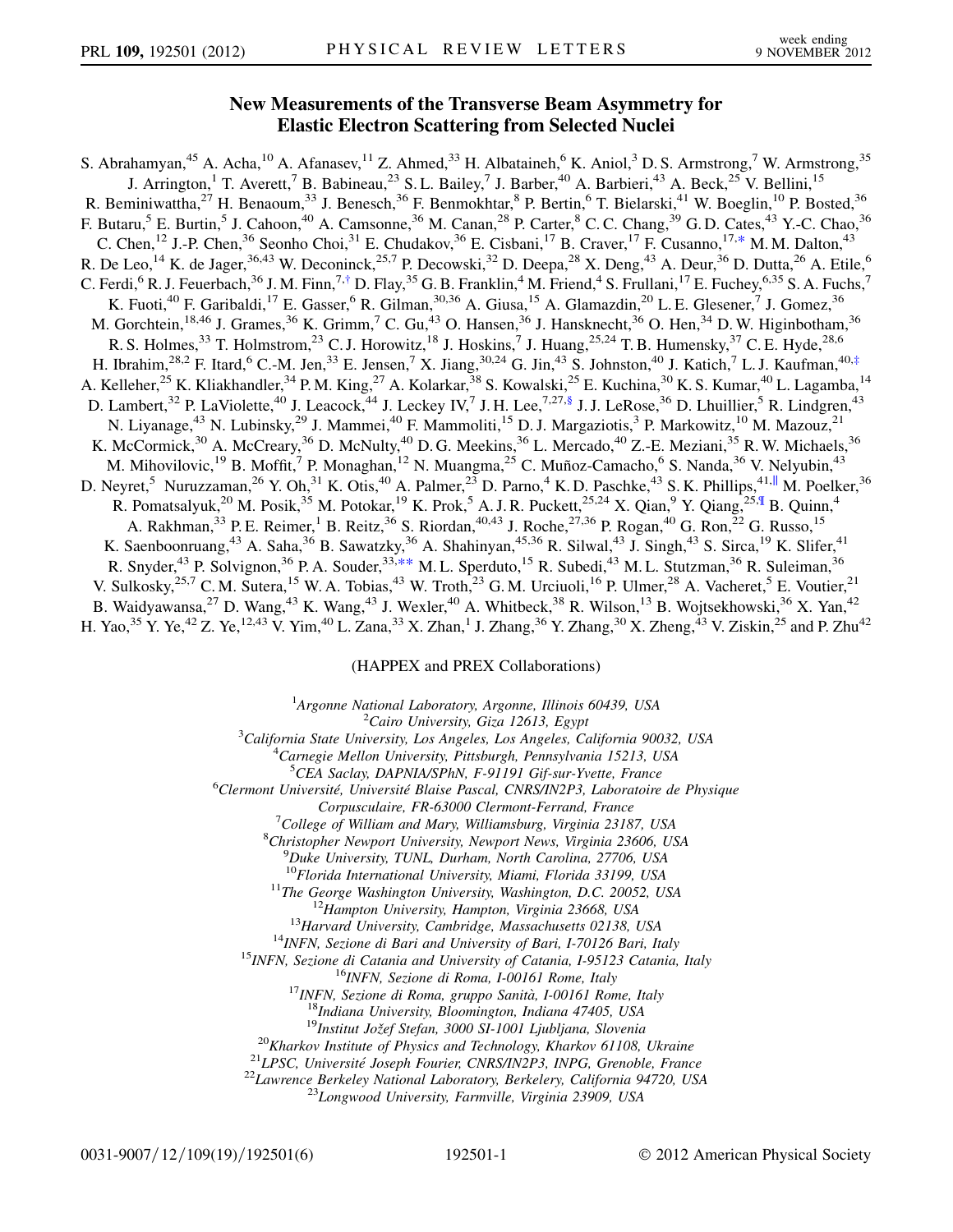# New Measurements of the Transverse Beam Asymmetry for Elastic Electron Scattering from Selected Nuclei

S. Abrahamyan,[45] A. Acha,[10] A. Afanasev,[11] Z. Ahmed,[33] H. Albataineh,[6] K. Aniol,[3] D. S. Armstrong,[7] W. Armstrong,[35] J. Arrington,[1] T. Averett,[7] B. Babineau,[23] S. L. Bailey,[7] J. Barber,[40] A. Barbieri,[43] A. Beck,[25] V. Bellini,[15] R. Beminiwattha,[27] H. Benaoum,[33] J. Benesch,[36] F. Benmokhtar,[8] P. Bertin,[6] T. Bielarski,[41] W. Boeglin,[10] P. Bosted,[36] F. Butaru,[5] E. Burtin,[5] J. Cahoon,[40] A. Camsonne,[36] M. Canan,[28] P. Carter,[8] C. C. Chang,[39] G. D. Cates,[43] Y.-C. Chao,[36] C. Chen,[12] J.-P. Chen,[36] Seonho Choi,[31] E. Chudakov,[36] E. Cisbani,[17] B. Craver,[17] F. Cusanno,[17,*] M. M. Dalton,[43] R. De Leo,[14] K. de Jager,[36,43] W. Deconinck,[25,7] P. Decowski,[32] D. Deepa,[28] X. Deng,[43] A. Deur,[36] D. Dutta,[26] A. Etile,[6] C. Ferdi,[6] R. J. Feuerbach,[36] J. M. Finn,[7,†] D. Flay,[35] G. B. Franklin,[4] M. Friend,[4] S. Frullani,[17] E. Fuchey,[6,35] S. A. Fuchs,[7] K. Fuoti,[40] F. Garibaldi,[17] E. Gasser,[6] R. Gilman,[30,36] A. Giusa,[15] A. Glamazdin,[20] L. E. Glesener,[7] J. Gomez,[36] M. Gorchtein,[18,46] J. Grames,[36] K. Grimm,[7] C. Gu,[43] O. Hansen,[36] J. Hansknecht,[36] O. Hen,[34] D. W. Higinbotham,[36] R. S. Holmes,[33] T. Holmstrom,[23] C. J. Horowitz,[18] J. Hoskins,[7] J. Huang,[25,24] T. B. Humensky,[37] C. E. Hyde,[28,6] H. Ibrahim,[28,2] F. Itard,[6] C.-M. Jen,[33] E. Jensen,[7] X. Jiang,[30,24] G. Jin,[43] S. Johnston,[40] J. Katich,[7] L. J. Kaufman,[40,‡] A. Kelleher,[25] K. Kliakhandler,[34] P. M. King,[27] A. Kolarkar,[38] S. Kowalski,[25] E. Kuchina,[30] K. S. Kumar,[40] L. Lagamba,[14] D. Lambert,[32] P. LaViolette,[40] J. Leacock,[44] J. Leckey IV,[7] J. H. Lee,[7,27,§] J. J. LeRose,[36] D. Lhuillier,[5] R. Lindgren,[43] N. Liyanage,[43] N. Lubinsky,[29] J. Mammei,[40] F. Mammoliti,[15] D. J. Margaziotis,[3] P. Markowitz,[10] M. Mazouz,[21] K. McCormick,[30] A. McCreary,[36] D. McNulty,[40] D. G. Meekins,[36] L. Mercado,[40] Z.-E. Meziani,[35] R. W. Michaels,[36] M. Mihovilovic,[19] B. Moffit,[7] P. Monaghan,[12] N. Muangma,[25] C. Muñoz-Camacho,[6] S. Nanda,[36] V. Nelyubin,[43] D. Neyret,[5] Nuruzzaman,[26] Y. Oh,[31] K. Otis,[40] A. Palmer,[23] D. Parno,[4] K. D. Paschke,[43] S. K. Phillips,[41,‖] M. Poelker,[36] R. Pomatsalyuk,[20] M. Posik,[35] M. Potokar,[19] K. Prok,[5] A. J. R. Puckett,[25,24] X. Qian,[9] Y. Qiang,[25,¶] B. Quinn,[4] A. Rakhman,[33] P. E. Reimer,[1] B. Reitz,[36] S. Riordan,[40,43] J. Roche,[27,36] P. Rogan,[40] G. Ron,[22] G. Russo,[15] K. Saenboonruang,[43] A. Saha,[36] B. Sawatzky,[36] A. Shahinyan,[45,36] R. Silwal,[43] J. Singh,[43] S. Sirca,[19] K. Slifer,[41] R. Snyder,[43] P. Solvignon,[36] P. A. Souder,[33,**] M. L. Sperduto,[15] R. Subedi,[43] M. L. Stutzman,[36] R. Suleiman,[36] V. Sulkosky,[25,7] C. M. Sutera,[15] W. A. Tobias,[43] W. Troth,[23] G. M. Urciuoli,[16] P. Ulmer,[28] A. Vacheret,[5] E. Voutier,[21] B. Waidyawansa,[27] D. Wang,[43] K. Wang,[43] J. Wexler,[40] A. Whitbeck,[38] R. Wilson,[13] B. Wojtsekhowski,[36] X. Yan,[42] H. Yao,[35] Y. Ye,[42] Z. Ye,[12,43] V. Yim,[40] L. Zana,[33] X. Zhan,[1] J. Zhang,[36] Y. Zhang,[30] X. Zheng,[43] V. Ziskin,[25] and P. Zhu[42]

(HAPPEX and PREX Collaborations)

[1]*Argonne National Laboratory, Argonne, Illinois 60439, USA*
[2]*Cairo University, Giza 12613, Egypt*
[3]*California State University, Los Angeles, Los Angeles, California 90032, USA*
[4]*Carnegie Mellon University, Pittsburgh, Pennsylvania 15213, USA*
[5]*CEA Saclay, DAPNIA/SPhN, F-91191 Gif-sur-Yvette, France*
[6]*Clermont Université, Université Blaise Pascal, CNRS/IN2P3, Laboratoire de Physique Corpusculaire, FR-63000 Clermont-Ferrand, France*
[7]*College of William and Mary, Williamsburg, Virginia 23187, USA*
[8]*Christopher Newport University, Newport News, Virginia 23606, USA*
[9]*Duke University, TUNL, Durham, North Carolina, 27706, USA*
[10]*Florida International University, Miami, Florida 33199, USA*
[11]*The George Washington University, Washington, D.C. 20052, USA*
[12]*Hampton University, Hampton, Virginia 23668, USA*
[13]*Harvard University, Cambridge, Massachusetts 02138, USA*
[14]*INFN, Sezione di Bari and University of Bari, I-70126 Bari, Italy*
[15]*INFN, Sezione di Catania and University of Catania, I-95123 Catania, Italy*
[16]*INFN, Sezione di Roma, I-00161 Rome, Italy*
[17]*INFN, Sezione di Roma, gruppo Sanità, I-00161 Rome, Italy*
[18]*Indiana University, Bloomington, Indiana 47405, USA*
[19]*Institut Jožef Stefan, 3000 SI-1001 Ljubljana, Slovenia*
[20]*Kharkov Institute of Physics and Technology, Kharkov 61108, Ukraine*
[21]*LPSC, Université Joseph Fourier, CNRS/IN2P3, INPG, Grenoble, France*
[22]*Lawrence Berkeley National Laboratory, Berkelery, California 94720, USA*
[23]*Longwood University, Farmville, Virginia 23909, USA*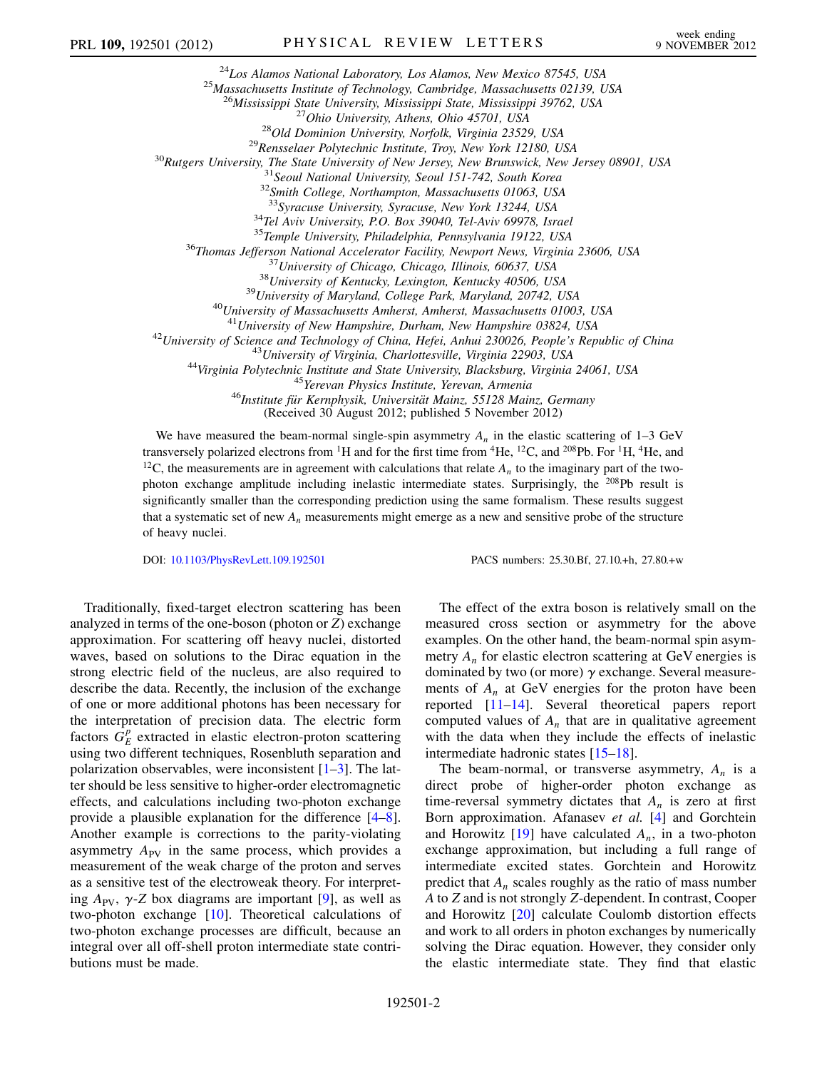[24]Los Alamos National Laboratory, Los Alamos, New Mexico 87545, USA
[25]Massachusetts Institute of Technology, Cambridge, Massachusetts 02139, USA
[26]Mississippi State University, Mississippi State, Mississippi 39762, USA
[27]Ohio University, Athens, Ohio 45701, USA
[28]Old Dominion University, Norfolk, Virginia 23529, USA
[29]Rensselaer Polytechnic Institute, Troy, New York 12180, USA
[30]Rutgers University, The State University of New Jersey, New Brunswick, New Jersey 08901, USA
[31]Seoul National University, Seoul 151-742, South Korea
[32]Smith College, Northampton, Massachusetts 01063, USA
[33]Syracuse University, Syracuse, New York 13244, USA
[34]Tel Aviv University, P.O. Box 39040, Tel-Aviv 69978, Israel
[35]Temple University, Philadelphia, Pennsylvania 19122, USA
[36]Thomas Jefferson National Accelerator Facility, Newport News, Virginia 23606, USA
[37]University of Chicago, Chicago, Illinois, 60637, USA
[38]University of Kentucky, Lexington, Kentucky 40506, USA
[39]University of Maryland, College Park, Maryland, 20742, USA
[40]University of Massachusetts Amherst, Amherst, Massachusetts 01003, USA
[41]University of New Hampshire, Durham, New Hampshire 03824, USA
[42]University of Science and Technology of China, Hefei, Anhui 230026, People's Republic of China
[43]University of Virginia, Charlottesville, Virginia 22903, USA
[44]Virginia Polytechnic Institute and State University, Blacksburg, Virginia 24061, USA
[45]Yerevan Physics Institute, Yerevan, Armenia
[46]Institut für Kernphysik, Universität Mainz, 55128 Mainz, Germany
(Received 30 August 2012; published 5 November 2012)

We have measured the beam-normal single-spin asymmetry $A_n$ in the elastic scattering of 1–3 GeV transversely polarized electrons from $^1$H and for the first time from $^4$He, $^{12}$C, and $^{208}$Pb. For $^1$H, $^4$He, and $^{12}$C, the measurements are in agreement with calculations that relate $A_n$ to the imaginary part of the two-photon exchange amplitude including inelastic intermediate states. Surprisingly, the $^{208}$Pb result is significantly smaller than the corresponding prediction using the same formalism. These results suggest that a systematic set of new $A_n$ measurements might emerge as a new and sensitive probe of the structure of heavy nuclei.

DOI: 10.1103/PhysRevLett.109.192501 PACS numbers: 25.30.Bf, 27.10.+h, 27.80.+w

Traditionally, fixed-target electron scattering has been analyzed in terms of the one-boson (photon or $Z$) exchange approximation. For scattering off heavy nuclei, distorted waves, based on solutions to the Dirac equation in the strong electric field of the nucleus, are also required to describe the data. Recently, the inclusion of the exchange of one or more additional photons has been necessary for the interpretation of precision data. The electric form factors $G_E^p$ extracted in elastic electron-proton scattering using two different techniques, Rosenbluth separation and polarization observables, were inconsistent [1–3]. The latter should be less sensitive to higher-order electromagnetic effects, and calculations including two-photon exchange provide a plausible explanation for the difference [4–8]. Another example is corrections to the parity-violating asymmetry $A_{\rm PV}$ in the same process, which provides a measurement of the weak charge of the proton and serves as a sensitive test of the electroweak theory. For interpreting $A_{\rm PV}$, $\gamma$-$Z$ box diagrams are important [9], as well as two-photon exchange [10]. Theoretical calculations of two-photon exchange processes are difficult, because an integral over all off-shell proton intermediate state contributions must be made.

The effect of the extra boson is relatively small on the measured cross section or asymmetry for the above examples. On the other hand, the beam-normal spin asymmetry $A_n$ for elastic electron scattering at GeV energies is dominated by two (or more) $\gamma$ exchange. Several measurements of $A_n$ at GeV energies for the proton have been reported [11–14]. Several theoretical papers report computed values of $A_n$ that are in qualitative agreement with the data when they include the effects of inelastic intermediate hadronic states [15–18].

The beam-normal, or transverse asymmetry, $A_n$ is a direct probe of higher-order photon exchange as time-reversal symmetry dictates that $A_n$ is zero at first Born approximation. Afanasev *et al.* [4] and Gorchtein and Horowitz [19] have calculated $A_n$, in a two-photon exchange approximation, but including a full range of intermediate excited states. Gorchtein and Horowitz predict that $A_n$ scales roughly as the ratio of mass number $A$ to $Z$ and is not strongly $Z$-dependent. In contrast, Cooper and Horowitz [20] calculate Coulomb distortion effects and work to all orders in photon exchanges by numerically solving the Dirac equation. However, they consider only the elastic intermediate state. They find that elastic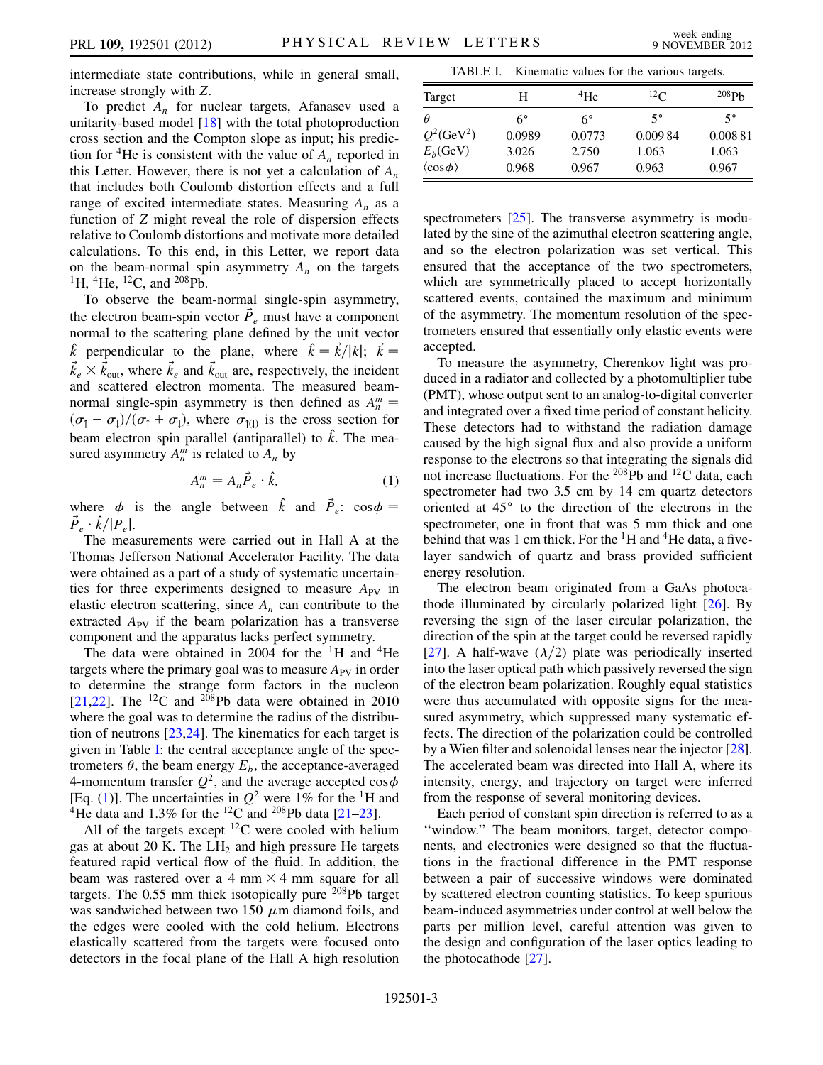intermediate state contributions, while in general small, increase strongly with $Z$.

To predict $A_n$ for nuclear targets, Afanasev used a unitarity-based model [18] with the total photoproduction cross section and the Compton slope as input; his prediction for $^4$He is consistent with the value of $A_n$ reported in this Letter. However, there is not yet a calculation of $A_n$ that includes both Coulomb distortion effects and a full range of excited intermediate states. Measuring $A_n$ as a function of $Z$ might reveal the role of dispersion effects relative to Coulomb distortions and motivate more detailed calculations. To this end, in this Letter, we report data on the beam-normal spin asymmetry $A_n$ on the targets $^1$H, $^4$He, $^{12}$C, and $^{208}$Pb.

To observe the beam-normal single-spin asymmetry, the electron beam-spin vector $\vec{P}_e$ must have a component normal to the scattering plane defined by the unit vector $\hat{k}$ perpendicular to the plane, where $\hat{k} = \vec{k}/|k|$; $\vec{k} = \vec{k}_e \times \vec{k}_{\text{out}}$, where $\vec{k}_e$ and $\vec{k}_{\text{out}}$ are, respectively, the incident and scattered electron momenta. The measured beam-normal single-spin asymmetry is then defined as $A_n^m = (\sigma_\uparrow - \sigma_\downarrow)/(\sigma_\uparrow + \sigma_\downarrow)$, where $\sigma_{\uparrow(\downarrow)}$ is the cross section for beam electron spin parallel (antiparallel) to $\hat{k}$. The measured asymmetry $A_n^m$ is related to $A_n$ by

$$A_n^m = A_n \vec{P}_e \cdot \hat{k}, \tag{1}$$

where $\phi$ is the angle between $\hat{k}$ and $\vec{P}_e$: $\cos\phi = \vec{P}_e \cdot \hat{k}/|P_e|$.

The measurements were carried out in Hall A at the Thomas Jefferson National Accelerator Facility. The data were obtained as a part of a study of systematic uncertainties for three experiments designed to measure $A_{\text{PV}}$ in elastic electron scattering, since $A_n$ can contribute to the extracted $A_{\text{PV}}$ if the beam polarization has a transverse component and the apparatus lacks perfect symmetry.

The data were obtained in 2004 for the $^1$H and $^4$He targets where the primary goal was to measure $A_{\text{PV}}$ in order to determine the strange form factors in the nucleon [21,22]. The $^{12}$C and $^{208}$Pb data were obtained in 2010 where the goal was to determine the radius of the distribution of neutrons [23,24]. The kinematics for each target is given in Table I: the central acceptance angle of the spectrometers $\theta$, the beam energy $E_b$, the acceptance-averaged 4-momentum transfer $Q^2$, and the average accepted $\cos\phi$ [Eq. (1)]. The uncertainties in $Q^2$ were 1% for the $^1$H and $^4$He data and 1.3% for the $^{12}$C and $^{208}$Pb data [21–23].

All of the targets except $^{12}$C were cooled with helium gas at about 20 K. The $LH_2$ and high pressure He targets featured rapid vertical flow of the fluid. In addition, the beam was rastered over a 4 mm × 4 mm square for all targets. The 0.55 mm thick isotopically pure $^{208}$Pb target was sandwiched between two 150 $\mu$m diamond foils, and the edges were cooled with the cold helium. Electrons elastically scattered from the targets were focused onto detectors in the focal plane of the Hall A high resolution spectrometers [25]. The transverse asymmetry is modulated by the sine of the azimuthal electron scattering angle, and so the electron polarization was set vertical. This ensured that the acceptance of the two spectrometers, which are symmetrically placed to accept horizontally scattered events, contained the maximum and minimum of the asymmetry. The momentum resolution of the spectrometers ensured that essentially only elastic events were accepted.

TABLE I. Kinematic values for the various targets.

| Target | H | $^4$He | $^{12}$C | $^{208}$Pb |
|---|---|---|---|---|
| $\theta$ | 6° | 6° | 5° | 5° |
| $Q^2$(GeV$^2$) | 0.0989 | 0.0773 | 0.009 84 | 0.008 81 |
| $E_b$(GeV) | 3.026 | 2.750 | 1.063 | 1.063 |
| $\langle\cos\phi\rangle$ | 0.968 | 0.967 | 0.963 | 0.967 |

To measure the asymmetry, Cherenkov light was produced in a radiator and collected by a photomultiplier tube (PMT), whose output sent to an analog-to-digital converter and integrated over a fixed time period of constant helicity. These detectors had to withstand the radiation damage caused by the high signal flux and also provide a uniform response to the electrons so that integrating the signals did not increase fluctuations. For the $^{208}$Pb and $^{12}$C data, each spectrometer had two 3.5 cm by 14 cm quartz detectors oriented at 45° to the direction of the electrons in the spectrometer, one in front that was 5 mm thick and one behind that was 1 cm thick. For the $^1$H and $^4$He data, a five-layer sandwich of quartz and brass provided sufficient energy resolution.

The electron beam originated from a GaAs photocathode illuminated by circularly polarized light [26]. By reversing the sign of the laser circular polarization, the direction of the spin at the target could be reversed rapidly [27]. A half-wave ($\lambda/2$) plate was periodically inserted into the laser optical path which passively reversed the sign of the electron beam polarization. Roughly equal statistics were thus accumulated with opposite signs for the measured asymmetry, which suppressed many systematic effects. The direction of the polarization could be controlled by a Wien filter and solenoidal lenses near the injector [28]. The accelerated beam was directed into Hall A, where its intensity, energy, and trajectory on target were inferred from the response of several monitoring devices.

Each period of constant spin direction is referred to as a "window." The beam monitors, target, detector components, and electronics were designed so that the fluctuations in the fractional difference in the PMT response between a pair of successive windows were dominated by scattered electron counting statistics. To keep spurious beam-induced asymmetries under control at well below the parts per million level, careful attention was given to the design and configuration of the laser optics leading to the photocathode [27].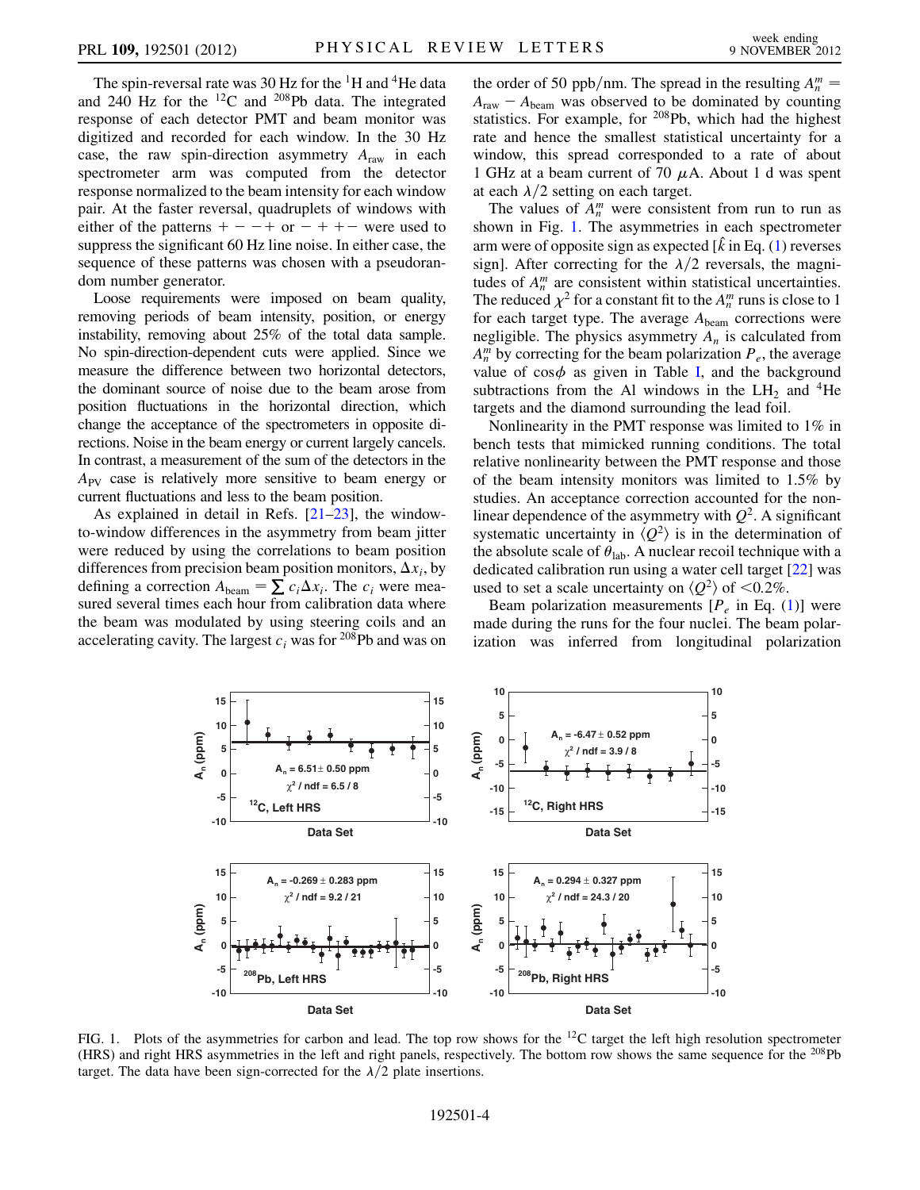The spin-reversal rate was 30 Hz for the $^{1}$H and $^{4}$He data and 240 Hz for the $^{12}$C and $^{208}$Pb data. The integrated response of each detector PMT and beam monitor was digitized and recorded for each window. In the 30 Hz case, the raw spin-direction asymmetry $A_{\rm raw}$ in each spectrometer arm was computed from the detector response normalized to the beam intensity for each window pair. At the faster reversal, quadruplets of windows with either of the patterns $+--+$ or $-++-$ were used to suppress the significant 60 Hz line noise. In either case, the sequence of these patterns was chosen with a pseudorandom number generator.

Loose requirements were imposed on beam quality, removing periods of beam intensity, position, or energy instability, removing about 25% of the total data sample. No spin-direction-dependent cuts were applied. Since we measure the difference between two horizontal detectors, the dominant source of noise due to the beam arose from position fluctuations in the horizontal direction, which change the acceptance of the spectrometers in opposite directions. Noise in the beam energy or current largely cancels. In contrast, a measurement of the sum of the detectors in the $A_{\rm PV}$ case is relatively more sensitive to beam energy or current fluctuations and less to the beam position.

As explained in detail in Refs. [21–23], the window-to-window differences in the asymmetry from beam jitter were reduced by using the correlations to beam position differences from precision beam position monitors, $\Delta x_i$, by defining a correction $A_{\rm beam} = \sum c_i \Delta x_i$. The $c_i$ were measured several times each hour from calibration data where the beam was modulated by using steering coils and an accelerating cavity. The largest $c_i$ was for $^{208}$Pb and was on the order of 50 ppb/nm. The spread in the resulting $A_n^m = A_{\rm raw} - A_{\rm beam}$ was observed to be dominated by counting statistics. For example, for $^{208}$Pb, which had the highest rate and hence the smallest statistical uncertainty for a window, this spread corresponded to a rate of about 1 GHz at a beam current of 70 $\mu$A. About 1 d was spent at each $\lambda/2$ setting on each target.

The values of $A_n^m$ were consistent from run to run as shown in Fig. 1. The asymmetries in each spectrometer arm were of opposite sign as expected [$\hat{k}$ in Eq. (1) reverses sign]. After correcting for the $\lambda/2$ reversals, the magnitudes of $A_n^m$ are consistent within statistical uncertainties. The reduced $\chi^2$ for a constant fit to the $A_n^m$ runs is close to 1 for each target type. The average $A_{\rm beam}$ corrections were negligible. The physics asymmetry $A_n$ is calculated from $A_n^m$ by correcting for the beam polarization $P_e$, the average value of $\cos\phi$ as given in Table I, and the background subtractions from the Al windows in the $LH_2$ and $^{4}$He targets and the diamond surrounding the lead foil.

Nonlinearity in the PMT response was limited to 1% in bench tests that mimicked running conditions. The total relative nonlinearity between the PMT response and those of the beam intensity monitors was limited to 1.5% by studies. An acceptance correction accounted for the nonlinear dependence of the asymmetry with $Q^2$. A significant systematic uncertainty in $\langle Q^2 \rangle$ is in the determination of the absolute scale of $\theta_{\rm lab}$. A nuclear recoil technique with a dedicated calibration run using a water cell target [22] was used to set a scale uncertainty on $\langle Q^2 \rangle$ of $<0.2\%$.

Beam polarization measurements [$P_e$ in Eq. (1)] were made during the runs for the four nuclei. The beam polarization was inferred from longitudinal polarization

FIG. 1. Plots of the asymmetries for carbon and lead. The top row shows for the $^{12}$C target the left high resolution spectrometer (HRS) and right HRS asymmetries in the left and right panels, respectively. The bottom row shows the same sequence for the $^{208}$Pb target. The data have been sign-corrected for the $\lambda/2$ plate insertions.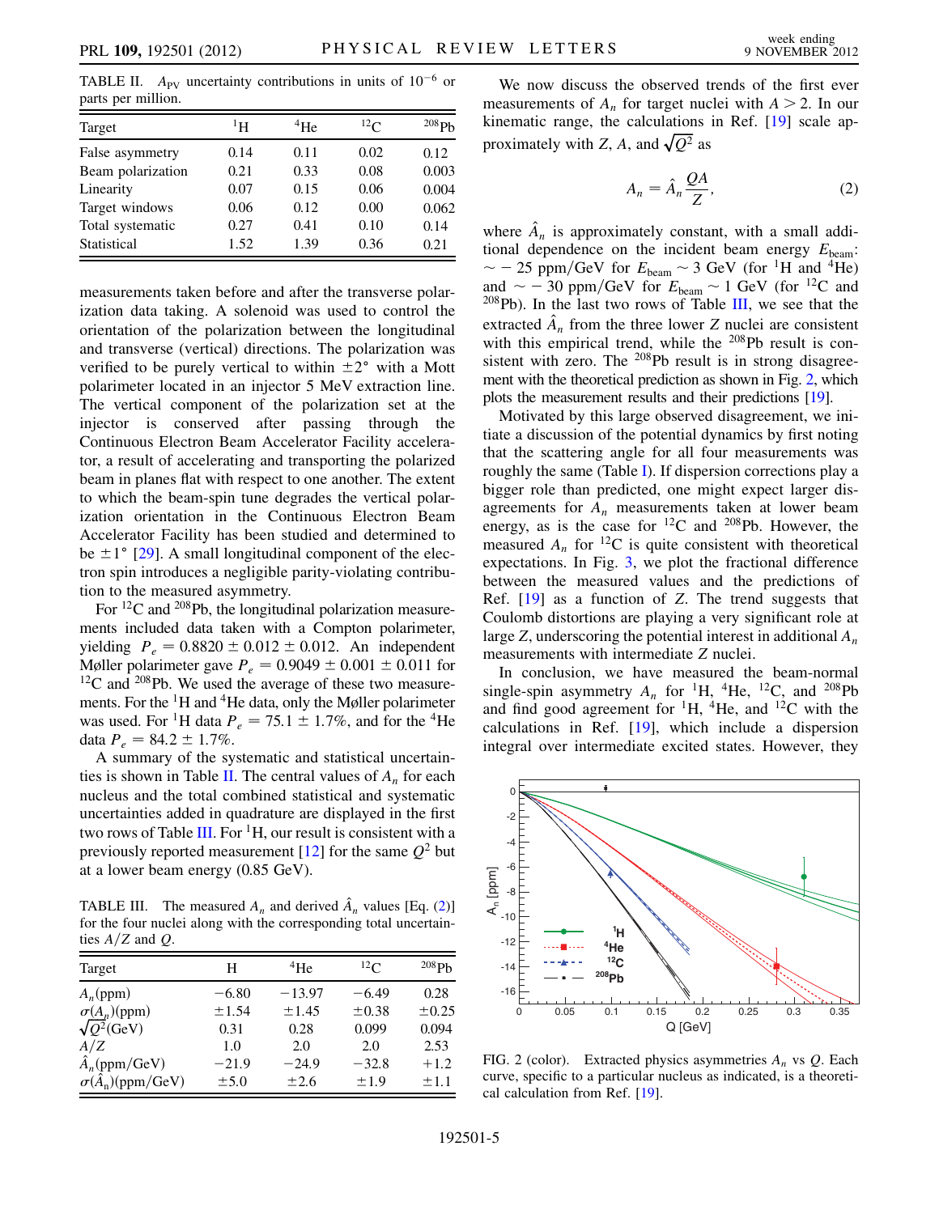TABLE II. $A_{PV}$ uncertainty contributions in units of $10^{-6}$ or parts per million.

| Target | $^{1}$H | $^{4}$He | $^{12}$C | $^{208}$Pb |
|---|---|---|---|---|
| False asymmetry | 0.14 | 0.11 | 0.02 | 0.12 |
| Beam polarization | 0.21 | 0.33 | 0.08 | 0.003 |
| Linearity | 0.07 | 0.15 | 0.06 | 0.004 |
| Target windows | 0.06 | 0.12 | 0.00 | 0.062 |
| Total systematic | 0.27 | 0.41 | 0.10 | 0.14 |
| Statistical | 1.52 | 1.39 | 0.36 | 0.21 |

measurements taken before and after the transverse polarization data taking. A solenoid was used to control the orientation of the polarization between the longitudinal and transverse (vertical) directions. The polarization was verified to be purely vertical to within $\pm 2°$ with a Mott polarimeter located in an injector 5 MeV extraction line. The vertical component of the polarization set at the injector is conserved after passing through the Continuous Electron Beam Accelerator Facility accelerator, a result of accelerating and transporting the polarized beam in planes flat with respect to one another. The extent to which the beam-spin tune degrades the vertical polarization orientation in the Continuous Electron Beam Accelerator Facility has been studied and determined to be $\pm 1°$ [29]. A small longitudinal component of the electron spin introduces a negligible parity-violating contribution to the measured asymmetry.

For $^{12}$C and $^{208}$Pb, the longitudinal polarization measurements included data taken with a Compton polarimeter, yielding $P_e = 0.8820 \pm 0.012 \pm 0.012$. An independent Møller polarimeter gave $P_e = 0.9049 \pm 0.001 \pm 0.011$ for $^{12}$C and $^{208}$Pb. We used the average of these two measurements. For the $^{1}$H and $^{4}$He data, only the Møller polarimeter was used. For $^{1}$H data $P_e = 75.1 \pm 1.7\%$, and for the $^{4}$He data $P_e = 84.2 \pm 1.7\%$.

A summary of the systematic and statistical uncertainties is shown in Table II. The central values of $A_n$ for each nucleus and the total combined statistical and systematic uncertainties added in quadrature are displayed in the first two rows of Table III. For $^{1}$H, our result is consistent with a previously reported measurement [12] for the same $Q^2$ but at a lower beam energy (0.85 GeV).

TABLE III. The measured $A_n$ and derived $\hat{A}_n$ values [Eq. (2)] for the four nuclei along with the corresponding total uncertainties $A/Z$ and $Q$.

| Target | H | $^{4}$He | $^{12}$C | $^{208}$Pb |
|---|---|---|---|---|
| $A_n$(ppm) | $-6.80$ | $-13.97$ | $-6.49$ | 0.28 |
| $\sigma(A_n)$(ppm) | $\pm 1.54$ | $\pm 1.45$ | $\pm 0.38$ | $\pm 0.25$ |
| $\sqrt{Q^2}$(GeV) | 0.31 | 0.28 | 0.099 | 0.094 |
| $A/Z$ | 1.0 | 2.0 | 2.0 | 2.53 |
| $\hat{A}_n$(ppm/GeV) | $-21.9$ | $-24.9$ | $-32.8$ | $+1.2$ |
| $\sigma(\hat{A}_n)$(ppm/GeV) | $\pm 5.0$ | $\pm 2.6$ | $\pm 1.9$ | $\pm 1.1$ |

We now discuss the observed trends of the first ever measurements of $A_n$ for target nuclei with $A > 2$. In our kinematic range, the calculations in Ref. [19] scale approximately with $Z$, $A$, and $\sqrt{Q^2}$ as

$$A_n = \hat{A}_n \frac{QA}{Z}, \tag{2}$$

where $\hat{A}_n$ is approximately constant, with a small additional dependence on the incident beam energy $E_{\text{beam}}$: $\sim -25$ ppm/GeV for $E_{\text{beam}} \sim 3$ GeV (for $^{1}$H and $^{4}$He) and $\sim -30$ ppm/GeV for $E_{\text{beam}} \sim 1$ GeV (for $^{12}$C and $^{208}$Pb). In the last two rows of Table III, we see that the extracted $\hat{A}_n$ from the three lower $Z$ nuclei are consistent with this empirical trend, while the $^{208}$Pb result is consistent with zero. The $^{208}$Pb result is in strong disagreement with the theoretical prediction as shown in Fig. 2, which plots the measurement results and their predictions [19].

Motivated by this large observed disagreement, we initiate a discussion of the potential dynamics by first noting that the scattering angle for all four measurements was roughly the same (Table I). If dispersion corrections play a bigger role than predicted, one might expect larger disagreements for $A_n$ measurements taken at lower beam energy, as is the case for $^{12}$C and $^{208}$Pb. However, the measured $A_n$ for $^{12}$C is quite consistent with theoretical expectations. In Fig. 3, we plot the fractional difference between the measured values and the predictions of Ref. [19] as a function of $Z$. The trend suggests that Coulomb distortions are playing a very significant role at large $Z$, underscoring the potential interest in additional $A_n$ measurements with intermediate $Z$ nuclei.

In conclusion, we have measured the beam-normal single-spin asymmetry $A_n$ for $^{1}$H, $^{4}$He, $^{12}$C, and $^{208}$Pb and find good agreement for $^{1}$H, $^{4}$He, and $^{12}$C with the calculations in Ref. [19], which include a dispersion integral over intermediate excited states. However, they

FIG. 2 (color). Extracted physics asymmetries $A_n$ vs $Q$. Each curve, specific to a particular nucleus as indicated, is a theoretical calculation from Ref. [19].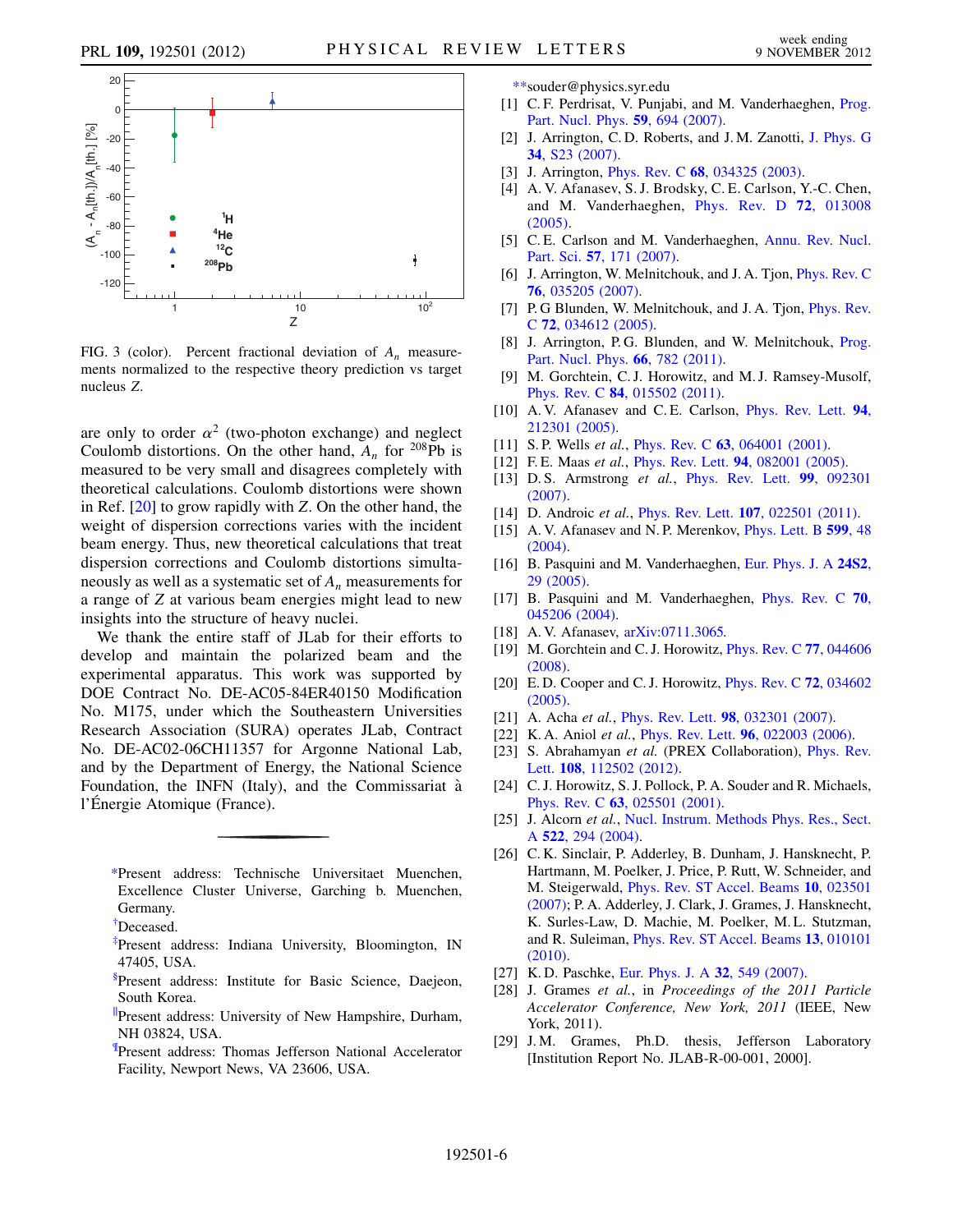20
0
-20
-40
-60
-80
-100
-120

$(A_n - A_n[\text{th.}])/A_n[\text{th.}]$ [%]

$^1$H
$^4$He
$^{12}$C
$^{208}$Pb

1
10
$10^2$
Z

FIG. 3 (color). Percent fractional deviation of $A_n$ measurements normalized to the respective theory prediction vs target nucleus $Z$.

are only to order $\alpha^2$ (two-photon exchange) and neglect Coulomb distortions. On the other hand, $A_n$ for $^{208}$Pb is measured to be very small and disagrees completely with theoretical calculations. Coulomb distortions were shown in Ref. [20] to grow rapidly with $Z$. On the other hand, the weight of dispersion corrections varies with the incident beam energy. Thus, new theoretical calculations that treat dispersion corrections and Coulomb distortions simultaneously as well as a systematic set of $A_n$ measurements for a range of $Z$ at various beam energies might lead to new insights into the structure of heavy nuclei.

We thank the entire staff of JLab for their efforts to develop and maintain the polarized beam and the experimental apparatus. This work was supported by DOE Contract No. DE-AC05-84ER40150 Modification No. M175, under which the Southeastern Universities Research Association (SURA) operates JLab, Contract No. DE-AC02-06CH11357 for Argonne National Lab, and by the Department of Energy, the National Science Foundation, the INFN (Italy), and the Commissariat à l'Énergie Atomique (France).

---

*Present address: Technische Universitaet Muenchen, Excellence Cluster Universe, Garching b. Muenchen, Germany.

†Deceased.

‡Present address: Indiana University, Bloomington, IN 47405, USA.

§Present address: Institute for Basic Science, Daejeon, South Korea.

‖Present address: University of New Hampshire, Durham, NH 03824, USA.

¶Present address: Thomas Jefferson National Accelerator Facility, Newport News, VA 23606, USA.

**souder@physics.syr.edu

[1] C. F. Perdrisat, V. Punjabi, and M. Vanderhaeghen, Prog. Part. Nucl. Phys. **59**, 694 (2007).
[2] J. Arrington, C. D. Roberts, and J. M. Zanotti, J. Phys. G **34**, S23 (2007).
[3] J. Arrington, Phys. Rev. C **68**, 034325 (2003).
[4] A. V. Afanasev, S. J. Brodsky, C. E. Carlson, Y.-C. Chen, and M. Vanderhaeghen, Phys. Rev. D **72**, 013008 (2005).
[5] C. E. Carlson and M. Vanderhaeghen, Annu. Rev. Nucl. Part. Sci. **57**, 171 (2007).
[6] J. Arrington, W. Melnitchouk, and J. A. Tjon, Phys. Rev. C **76**, 035205 (2007).
[7] P. G Blunden, W. Melnitchouk, and J. A. Tjon, Phys. Rev. C **72**, 034612 (2005).
[8] J. Arrington, P. G. Blunden, and W. Melnitchouk, Prog. Part. Nucl. Phys. **66**, 782 (2011).
[9] M. Gorchtein, C. J. Horowitz, and M. J. Ramsey-Musolf, Phys. Rev. C **84**, 015502 (2011).
[10] A. V. Afanasev and C. E. Carlson, Phys. Rev. Lett. **94**, 212301 (2005).
[11] S. P. Wells *et al.*, Phys. Rev. C **63**, 064001 (2001).
[12] F. E. Maas *et al.*, Phys. Rev. Lett. **94**, 082001 (2005).
[13] D. S. Armstrong *et al.*, Phys. Rev. Lett. **99**, 092301 (2007).
[14] D. Androic *et al.*, Phys. Rev. Lett. **107**, 022501 (2011).
[15] A. V. Afanasev and N. P. Merenkov, Phys. Lett. B **599**, 48 (2004).
[16] B. Pasquini and M. Vanderhaeghen, Eur. Phys. J. A **24S2**, 29 (2005).
[17] B. Pasquini and M. Vanderhaeghen, Phys. Rev. C **70**, 045206 (2004).
[18] A. V. Afanasev, arXiv:0711.3065.
[19] M. Gorchtein and C. J. Horowitz, Phys. Rev. C **77**, 044606 (2008).
[20] E. D. Cooper and C. J. Horowitz, Phys. Rev. C **72**, 034602 (2005).
[21] A. Acha *et al.*, Phys. Rev. Lett. **98**, 032301 (2007).
[22] K. A. Aniol *et al.*, Phys. Rev. Lett. **96**, 022003 (2006).
[23] S. Abrahamyan *et al.* (PREX Collaboration), Phys. Rev. Lett. **108**, 112502 (2012).
[24] C. J. Horowitz, S. J. Pollock, P. A. Souder and R. Michaels, Phys. Rev. C **63**, 025501 (2001).
[25] J. Alcorn *et al.*, Nucl. Instrum. Methods Phys. Res., Sect. A **522**, 294 (2004).
[26] C. K. Sinclair, P. Adderley, B. Dunham, J. Hansknecht, P. Hartmann, M. Poelker, J. Price, P. Rutt, W. Schneider, and M. Steigerwald, Phys. Rev. ST Accel. Beams **10**, 023501 (2007); P. A. Adderley, J. Clark, J. Grames, J. Hansknecht, K. Surles-Law, D. Machie, M. Poelker, M. L. Stutzman, and R. Suleiman, Phys. Rev. ST Accel. Beams **13**, 010101 (2010).
[27] K. D. Paschke, Eur. Phys. J. A **32**, 549 (2007).
[28] J. Grames *et al.*, in *Proceedings of the 2011 Particle Accelerator Conference, New York, 2011* (IEEE, New York, 2011).
[29] J. M. Grames, Ph.D. thesis, Jefferson Laboratory [Institution Report No. JLAB-R-00-001, 2000].